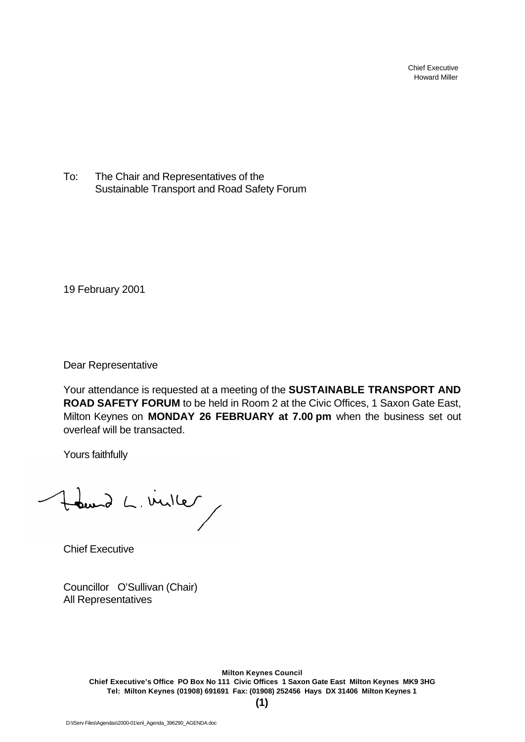Chief Executive
Howard Miller

To: The Chair and Representatives of the
Sustainable Transport and Road Safety Forum

19 February 2001

Dear Representative

Your attendance is requested at a meeting of the **SUSTAINABLE TRANSPORT AND ROAD SAFETY FORUM** to be held in Room 2 at the Civic Offices, 1 Saxon Gate East, Milton Keynes on **MONDAY 26 FEBRUARY at 7.00 pm** when the business set out overleaf will be transacted.

Yours faithfully

Chief Executive

Councillor O'Sullivan (Chair)
All Representatives

**Milton Keynes Council**
**Chief Executive's Office PO Box No 111 Civic Offices 1 Saxon Gate East Milton Keynes MK9 3HG**
**Tel: Milton Keynes (01908) 691691 Fax: (01908) 252456 Hays DX 31406 Milton Keynes 1**

D:\IServ Files\Agendas\2000-01\enl_Agenda_396290_AGENDA.doc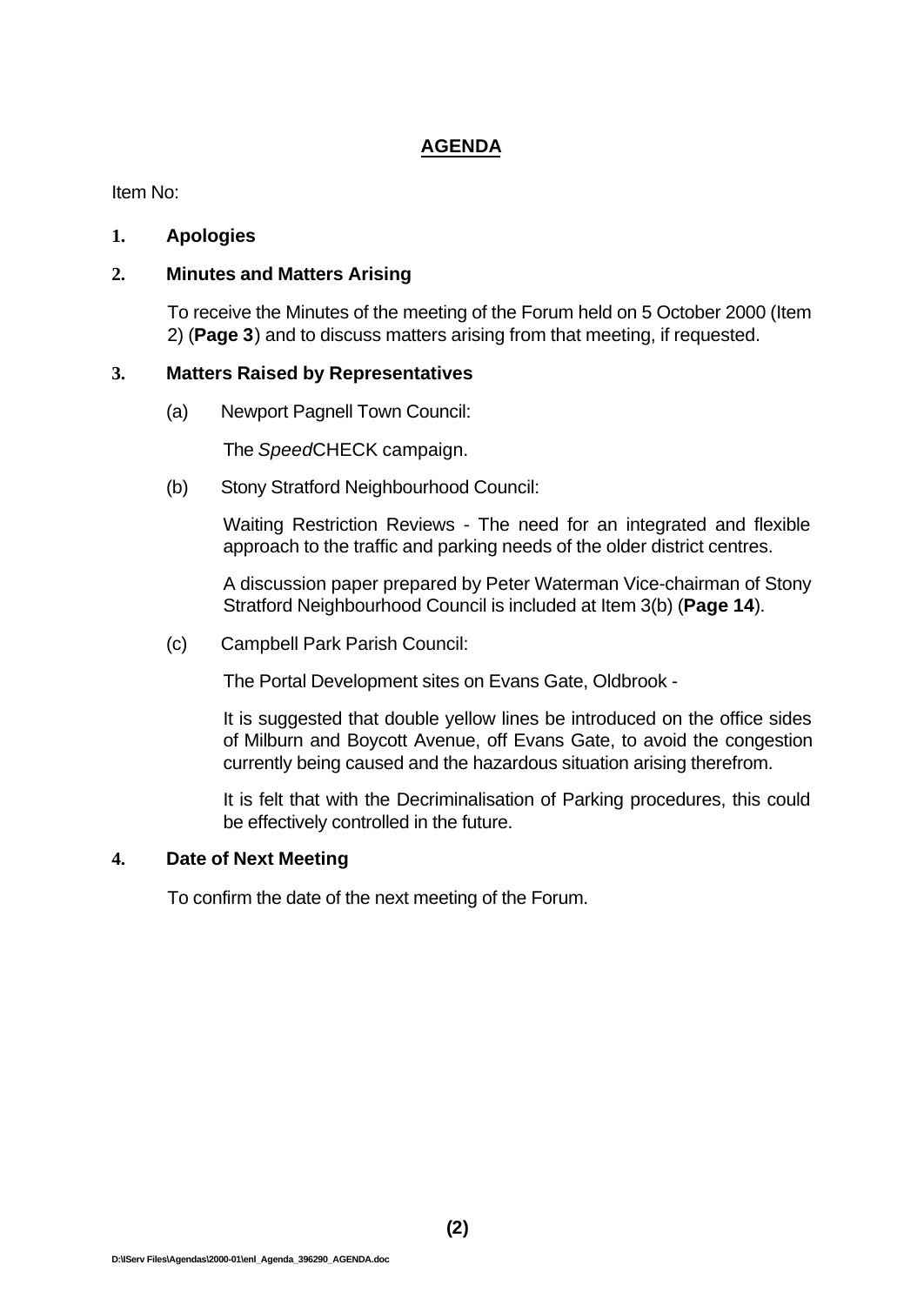# AGENDA

Item No:

**1. Apologies**

**2. Minutes and Matters Arising**

To receive the Minutes of the meeting of the Forum held on 5 October 2000 (Item 2) (**Page 3**) and to discuss matters arising from that meeting, if requested.

**3. Matters Raised by Representatives**

(a) Newport Pagnell Town Council:

The *Speed*CHECK campaign.

(b) Stony Stratford Neighbourhood Council:

Waiting Restriction Reviews - The need for an integrated and flexible approach to the traffic and parking needs of the older district centres.

A discussion paper prepared by Peter Waterman Vice-chairman of Stony Stratford Neighbourhood Council is included at Item 3(b) (**Page 14**).

(c) Campbell Park Parish Council:

The Portal Development sites on Evans Gate, Oldbrook -

It is suggested that double yellow lines be introduced on the office sides of Milburn and Boycott Avenue, off Evans Gate, to avoid the congestion currently being caused and the hazardous situation arising therefrom.

It is felt that with the Decriminalisation of Parking procedures, this could be effectively controlled in the future.

**4. Date of Next Meeting**

To confirm the date of the next meeting of the Forum.

D:\IServ Files\Agendas\2000-01\enl_Agenda_396290_AGENDA.doc